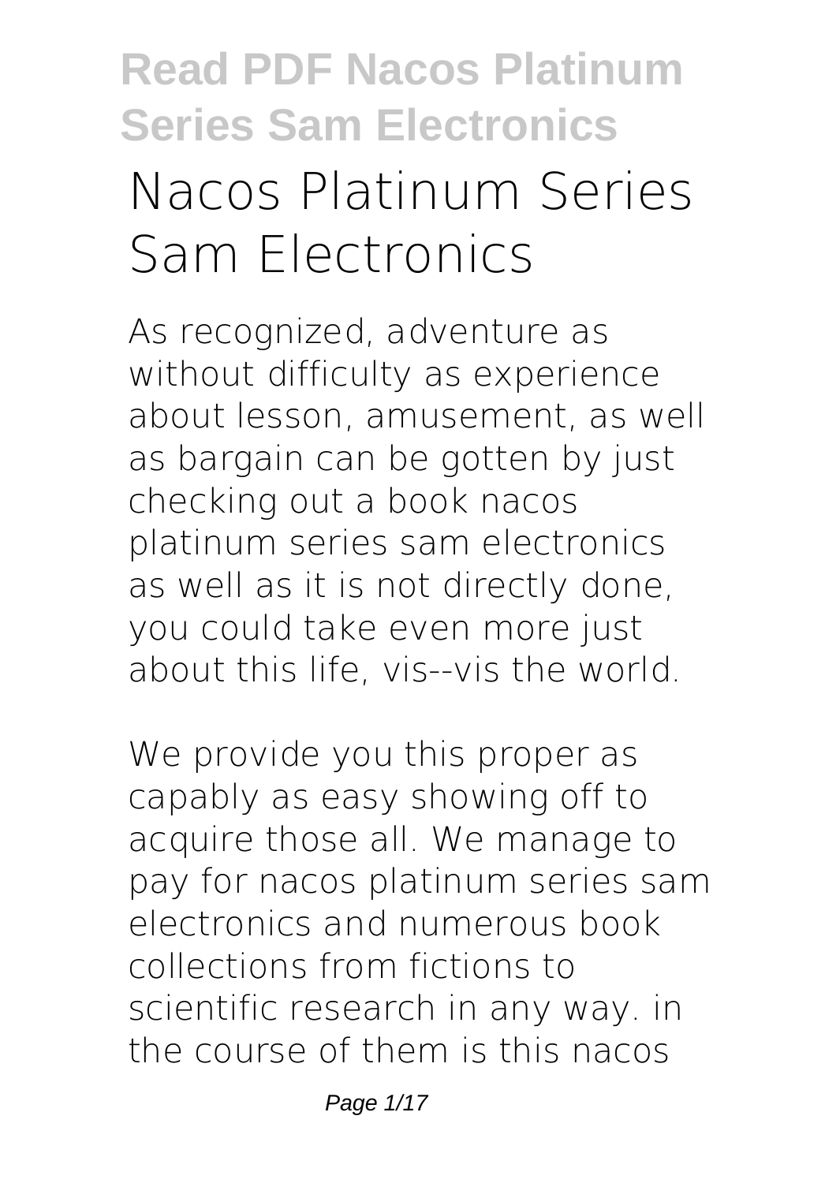# Nacos Platinum Series Sam Electronics

As recognized, adventure as without difficulty as experience about lesson, amusement, as well as bargain can be gotten by just checking out a book **nacos platinum series sam electronics** as well as it is not directly done, you could take even more just about this life, vis--vis the world.

We provide you this proper as capably as easy showing off to acquire those all. We manage to pay for nacos platinum series sam electronics and numerous book collections from fictions to scientific research in any way. in the course of them is this nacos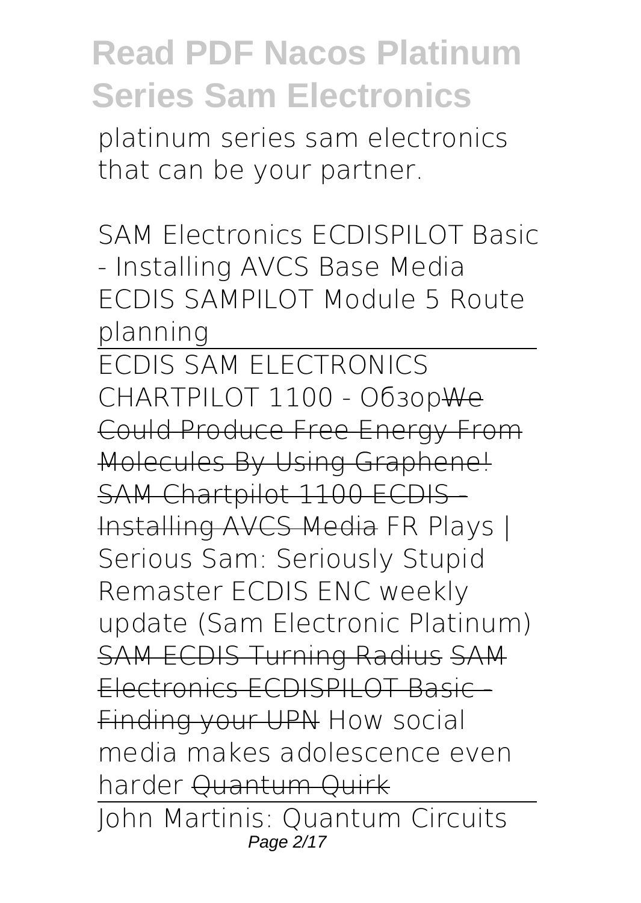platinum series sam electronics that can be your partner.

SAM Electronics ECDISPILOT Basic - Installing AVCS Base Media ECDIS SAMPILOT Module 5 Route planning

ECDIS SAM ELECTRONICS CHARTPILOT 1100 - Обзор~~We Could Produce Free Energy From Molecules By Using Graphene!~~ ~~SAM Chartpilot 1100 ECDIS - Installing AVCS Media~~ FR Plays | Serious Sam: Seriously Stupid Remaster ECDIS ENC weekly update (Sam Electronic Platinum) ~~SAM ECDIS Turning Radius~~ ~~SAM Electronics ECDISPILOT Basic - Finding your UPN~~ How social media makes adolescence even harder ~~Quantum Quirk~~

John Martinis: Quantum Circuits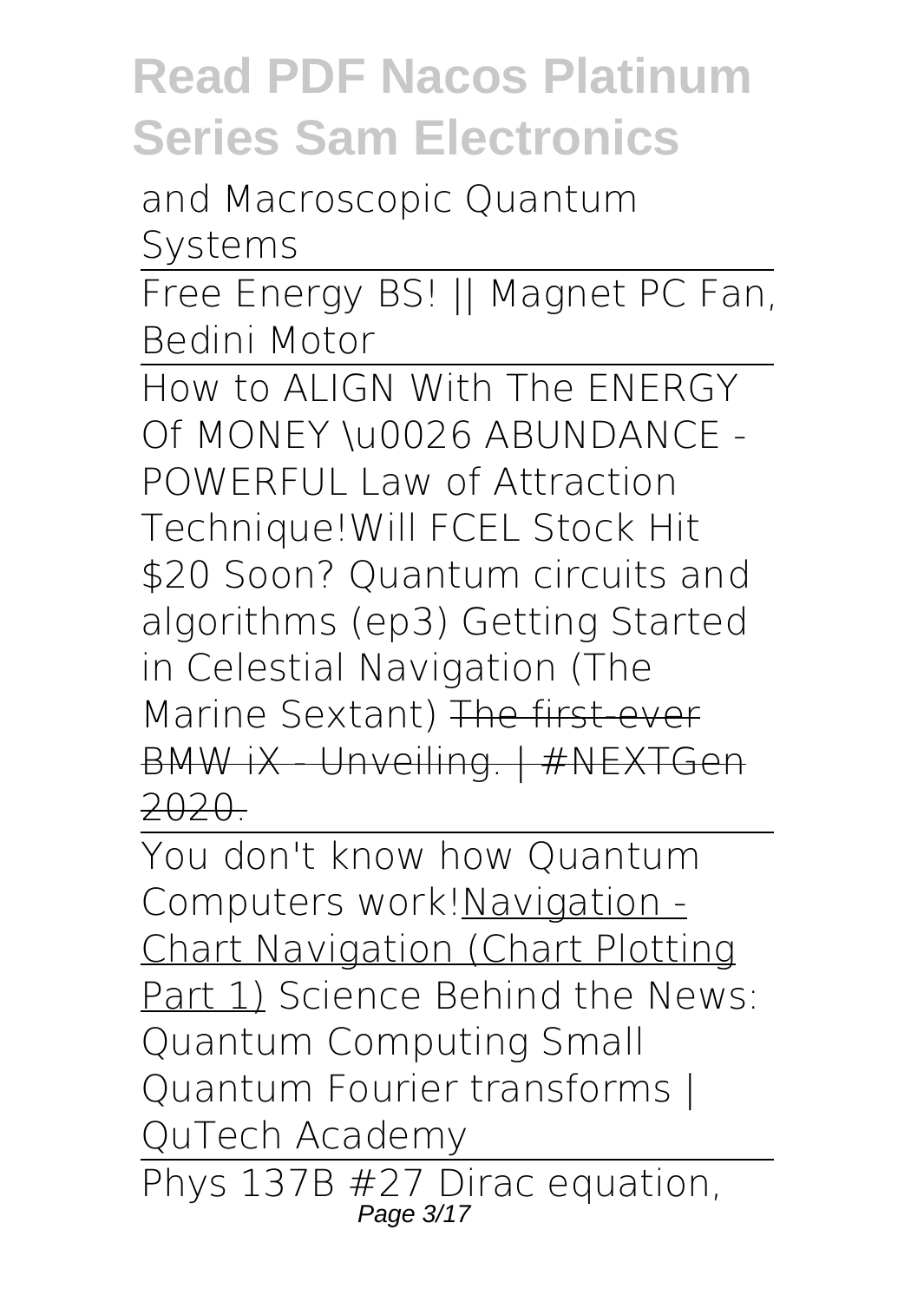and Macroscopic Quantum Systems

Free Energy BS! || Magnet PC Fan, Bedini Motor

How to ALIGN With The ENERGY Of MONEY \u0026 ABUNDANCE - POWERFUL Law of Attraction Technique!Will FCEL Stock Hit $20 Soon? Quantum circuits and algorithms (ep3) Getting Started in Celestial Navigation (The Marine Sextant) ~~The first-ever BMW iX - Unveiling. | #NEXTGen 2020.~~

You don't know how Quantum Computers work!Navigation - Chart Navigation (Chart Plotting Part 1) Science Behind the News: Quantum Computing Small Quantum Fourier transforms | QuTech Academy

Phys 137B #27 Dirac equation,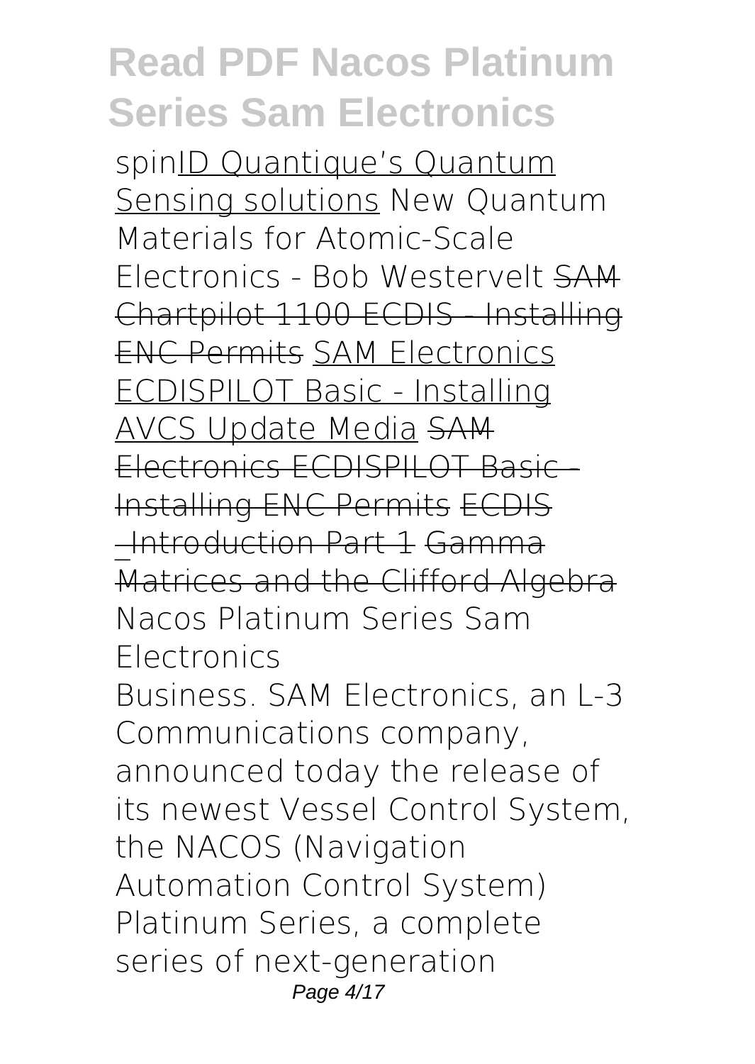spinID Quantique's Quantum Sensing solutions New Quantum Materials for Atomic-Scale Electronics - Bob Westervelt SAM Chartpilot 1100 ECDIS - Installing ENC Permits SAM Electronics ECDISPILOT Basic - Installing AVCS Update Media SAM Electronics ECDISPILOT Basic - Installing ENC Permits ECDIS _Introduction Part 1 Gamma Matrices and the Clifford Algebra Nacos Platinum Series Sam Electronics

Business. SAM Electronics, an L-3 Communications company, announced today the release of its newest Vessel Control System, the NACOS (Navigation Automation Control System) Platinum Series, a complete series of next-generation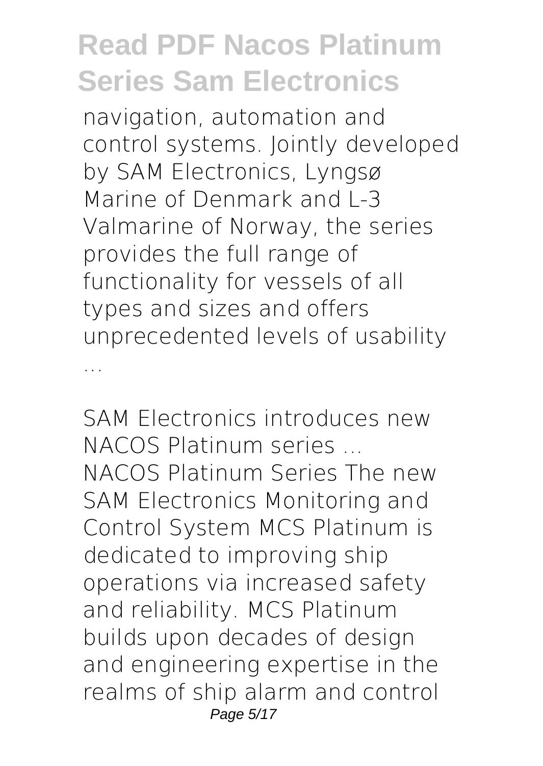navigation, automation and control systems. Jointly developed by SAM Electronics, Lyngsø Marine of Denmark and L-3 Valmarine of Norway, the series provides the full range of functionality for vessels of all types and sizes and offers unprecedented levels of usability ...

**SAM Electronics introduces new NACOS Platinum series ...**

NACOS Platinum Series The new SAM Electronics Monitoring and Control System MCS Platinum is dedicated to improving ship operations via increased safety and reliability. MCS Platinum builds upon decades of design and engineering expertise in the realms of ship alarm and control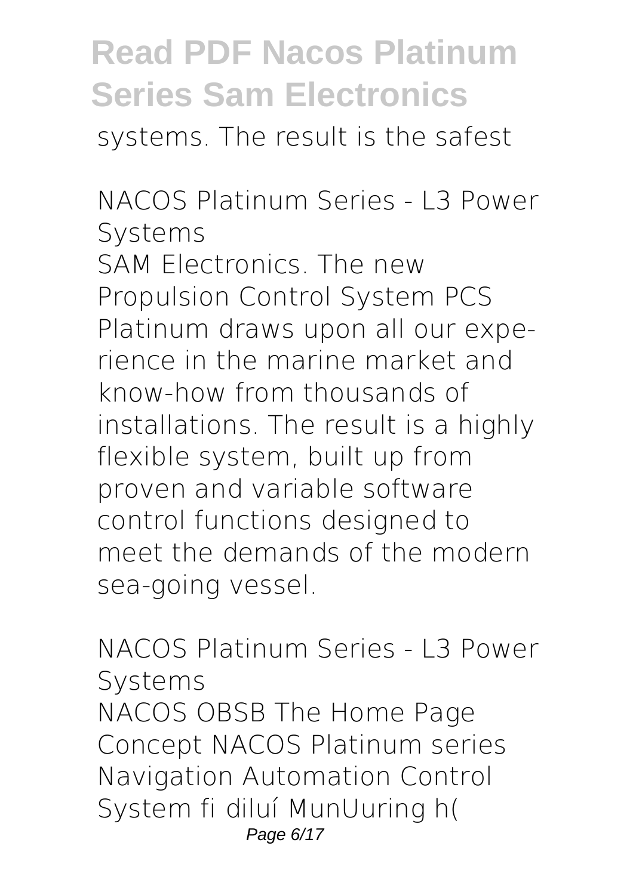systems. The result is the safest

**NACOS Platinum Series - L3 Power Systems**

SAM Electronics. The new Propulsion Control System PCS Platinum draws upon all our experience in the marine market and know-how from thousands of installations. The result is a highly flexible system, built up from proven and variable software control functions designed to meet the demands of the modern sea-going vessel.

**NACOS Platinum Series - L3 Power Systems**

NACOS OBSB The Home Page Concept NACOS Platinum series Navigation Automation Control System fi diluí MunUuring h(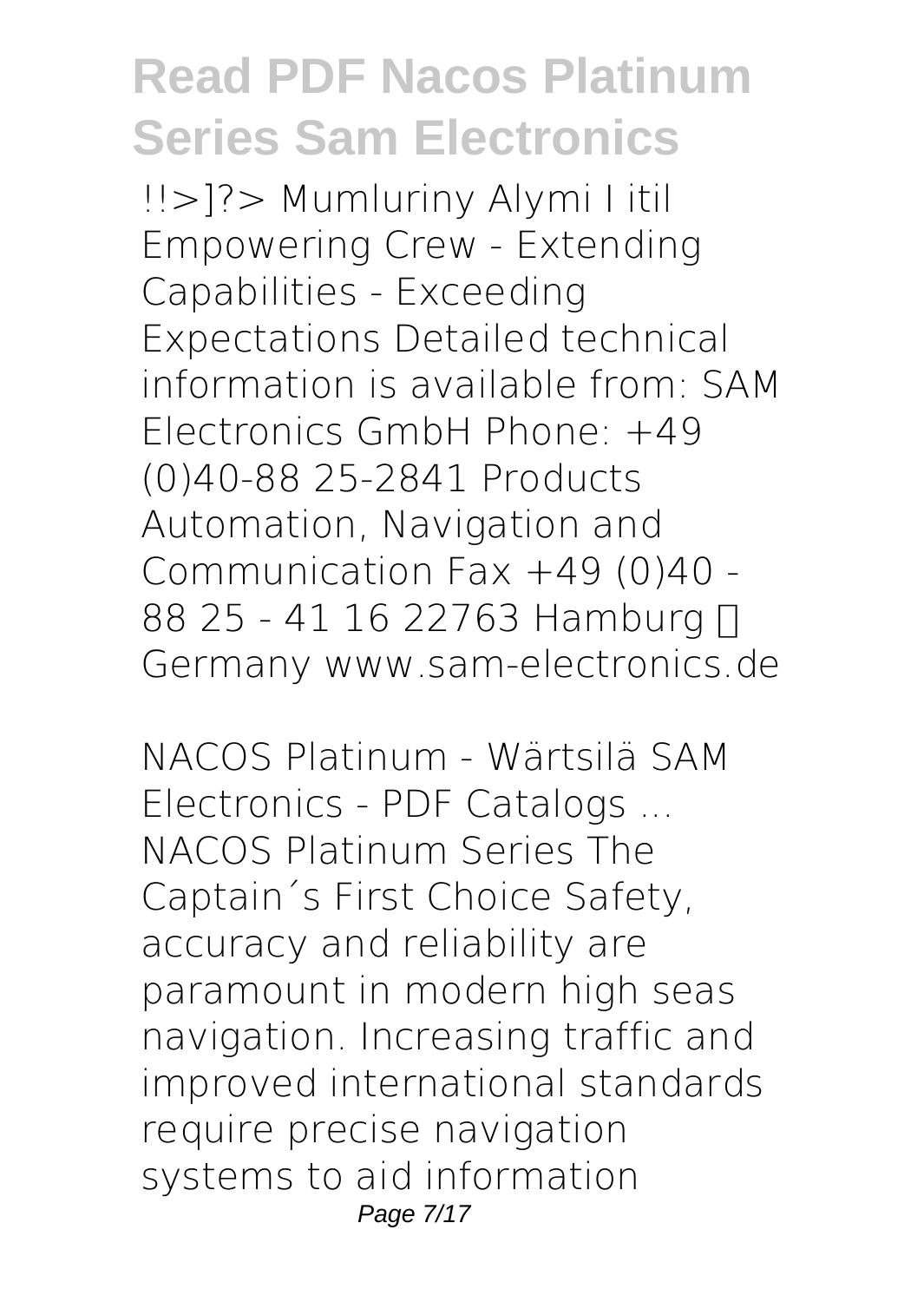!!>]?> Mumluriny Alymi I itil Empowering Crew - Extending Capabilities - Exceeding Expectations Detailed technical information is available from: SAM Electronics GmbH Phone: +49 (0)40-88 25-2841 Products Automation, Navigation and Communication Fax +49 (0)40 - 88 25 - 41 16 22763 Hamburg  Germany www.sam-electronics.de

NACOS Platinum - Wärtsilä SAM Electronics - PDF Catalogs ...
NACOS Platinum Series The Captain´s First Choice Safety, accuracy and reliability are paramount in modern high seas navigation. Increasing traffic and improved international standards require precise navigation systems to aid information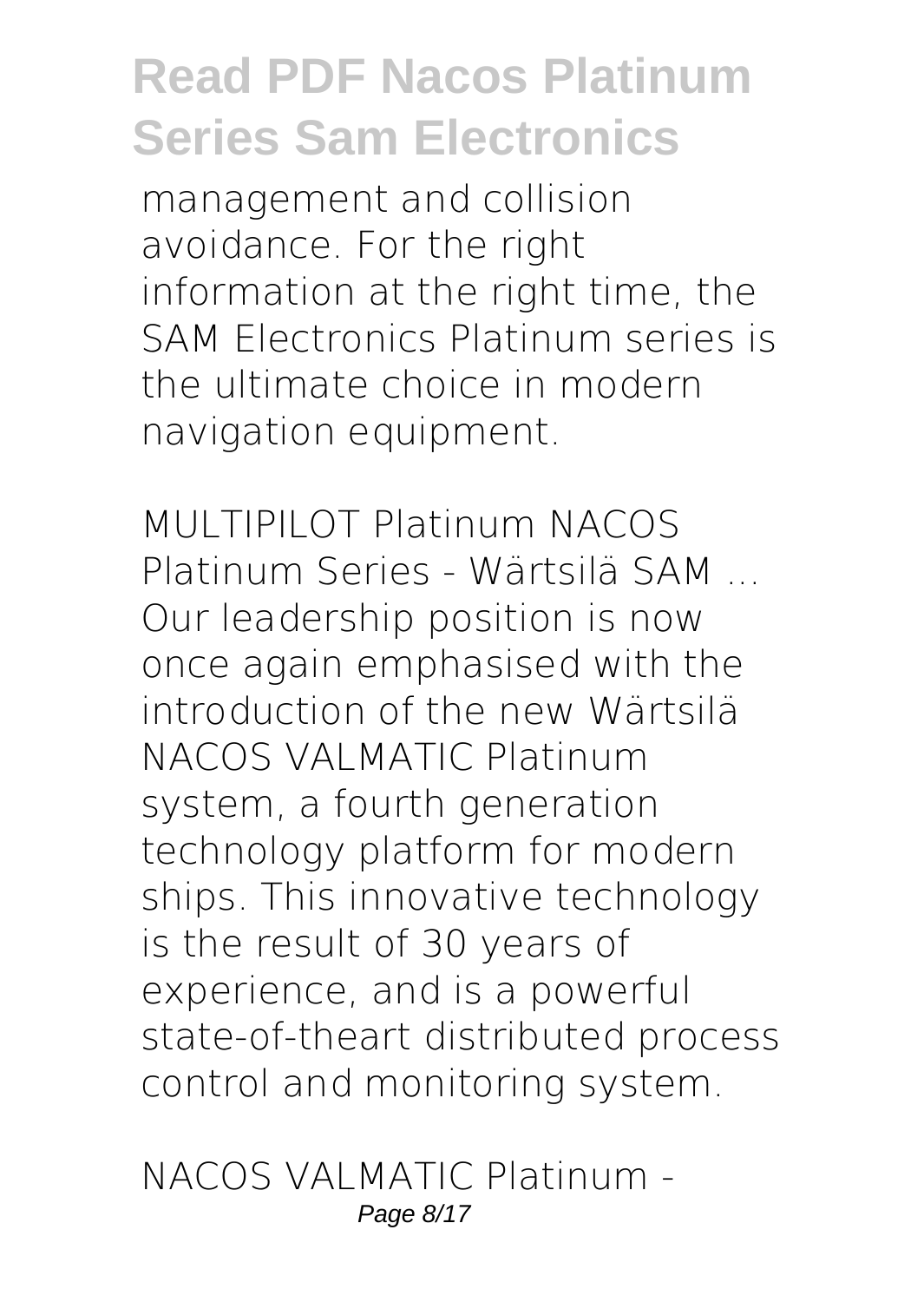management and collision avoidance. For the right information at the right time, the SAM Electronics Platinum series is the ultimate choice in modern navigation equipment.

*MULTIPILOT Platinum NACOS Platinum Series - Wärtsilä SAM ...*

Our leadership position is now once again emphasised with the introduction of the new Wärtsilä NACOS VALMATIC Platinum system, a fourth generation technology platform for modern ships. This innovative technology is the result of 30 years of experience, and is a powerful state-of-theart distributed process control and monitoring system.

*NACOS VALMATIC Platinum -*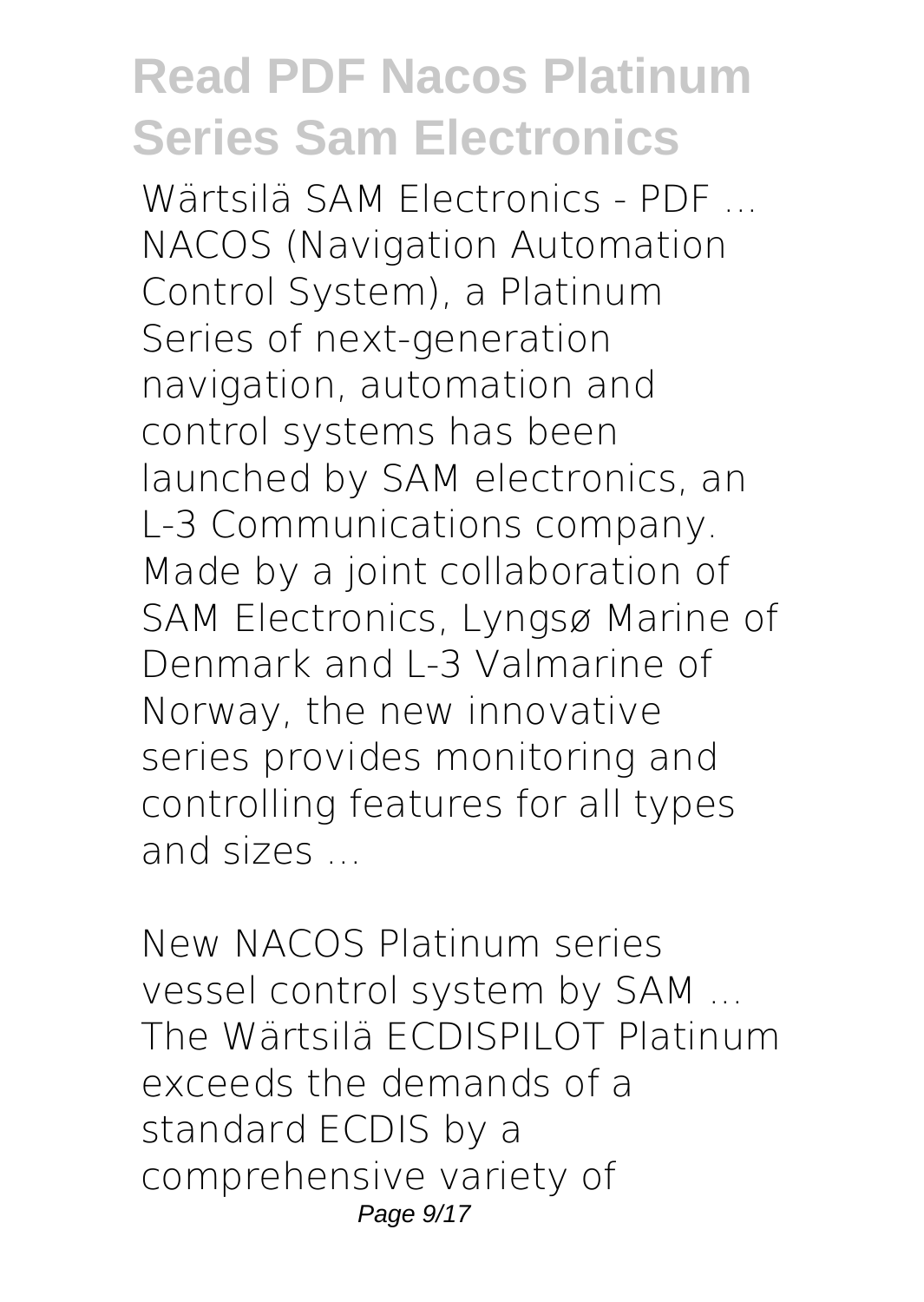**Wärtsilä SAM Electronics - PDF ...**
NACOS (Navigation Automation Control System), a Platinum Series of next-generation navigation, automation and control systems has been launched by SAM electronics, an L-3 Communications company. Made by a joint collaboration of SAM Electronics, Lyngsø Marine of Denmark and L-3 Valmarine of Norway, the new innovative series provides monitoring and controlling features for all types and sizes ...

**New NACOS Platinum series vessel control system by SAM ...**
The Wärtsilä ECDISPILOT Platinum exceeds the demands of a standard ECDIS by a comprehensive variety of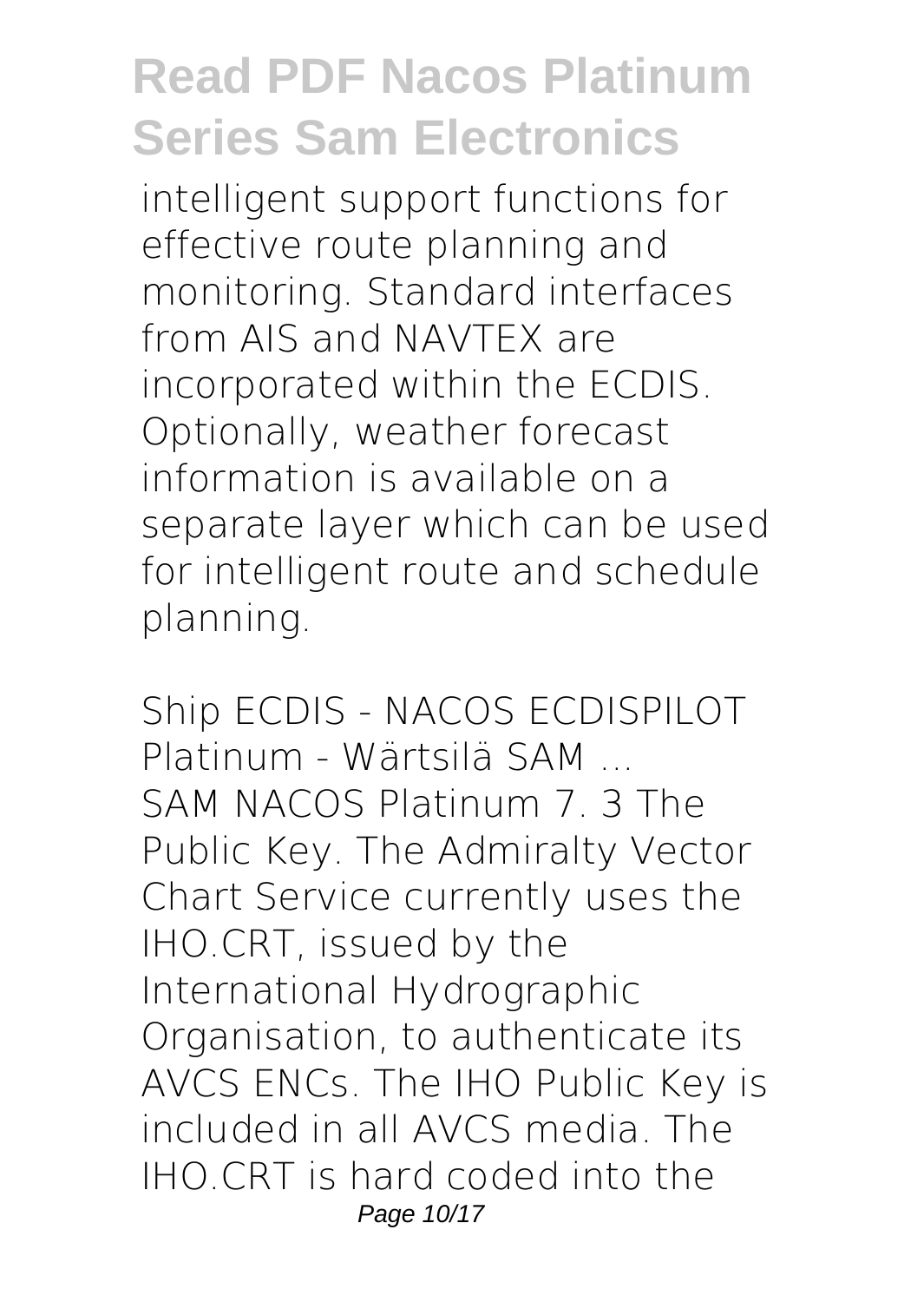intelligent support functions for effective route planning and monitoring. Standard interfaces from AIS and NAVTEX are incorporated within the ECDIS. Optionally, weather forecast information is available on a separate layer which can be used for intelligent route and schedule planning.

*Ship ECDIS - NACOS ECDISPILOT Platinum - Wärtsilä SAM ...*

SAM NACOS Platinum 7. 3 The Public Key. The Admiralty Vector Chart Service currently uses the IHO.CRT, issued by the International Hydrographic Organisation, to authenticate its AVCS ENCs. The IHO Public Key is included in all AVCS media. The IHO.CRT is hard coded into the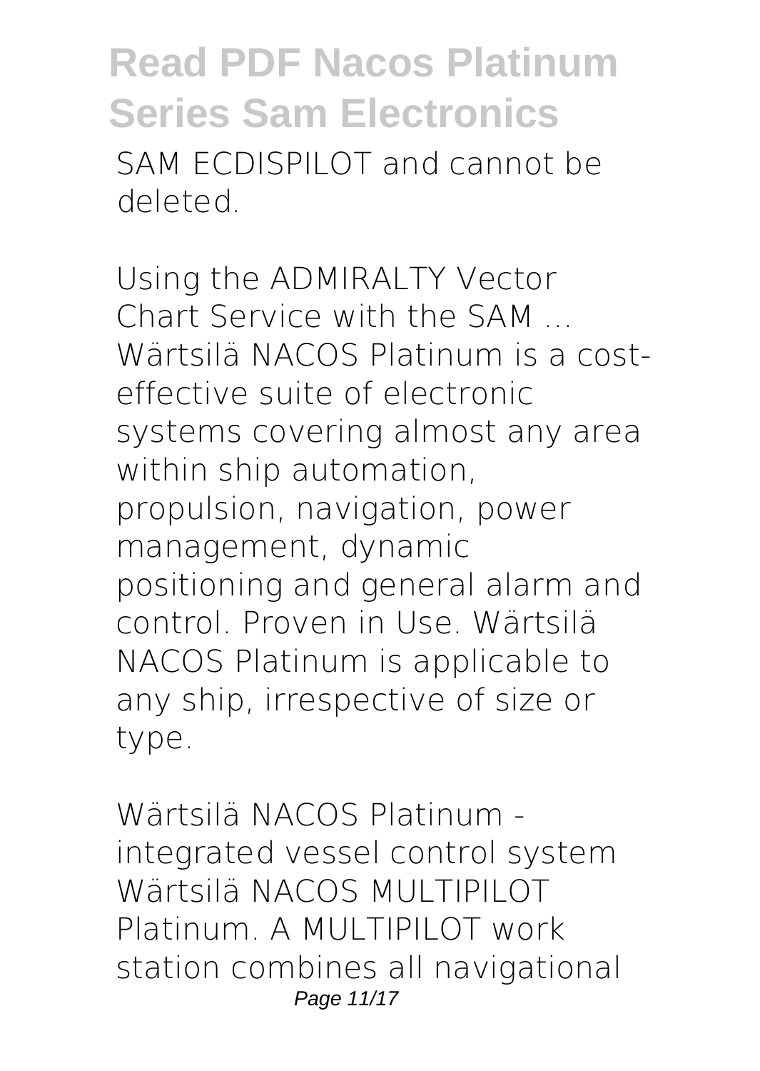SAM ECDISPILOT and cannot be deleted.

*Using the ADMIRALTY Vector Chart Service with the SAM ...*

Wärtsilä NACOS Platinum is a cost-effective suite of electronic systems covering almost any area within ship automation, propulsion, navigation, power management, dynamic positioning and general alarm and control. Proven in Use. Wärtsilä NACOS Platinum is applicable to any ship, irrespective of size or type.

*Wärtsilä NACOS Platinum - integrated vessel control system*

Wärtsilä NACOS MULTIPILOT Platinum. A MULTIPILOT work station combines all navigational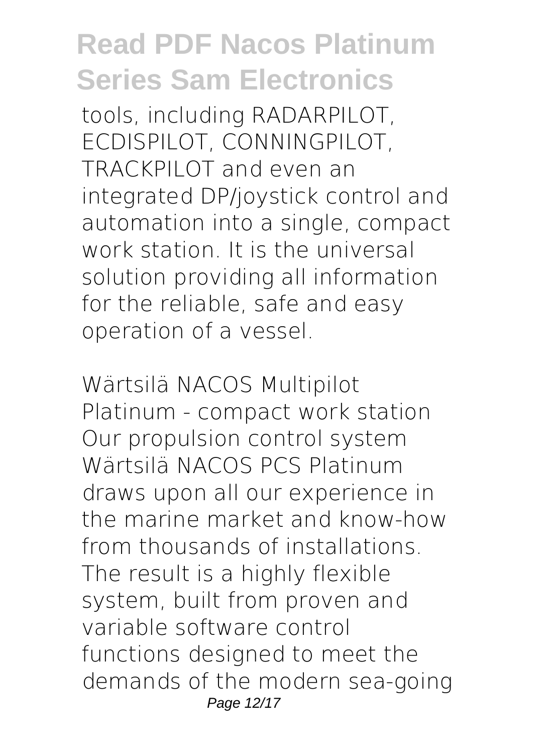tools, including RADARPILOT, ECDISPILOT, CONNINGPILOT, TRACKPILOT and even an integrated DP/joystick control and automation into a single, compact work station. It is the universal solution providing all information for the reliable, safe and easy operation of a vessel.

*Wärtsilä NACOS Multipilot Platinum - compact work station*

Our propulsion control system Wärtsilä NACOS PCS Platinum draws upon all our experience in the marine market and know-how from thousands of installations. The result is a highly flexible system, built from proven and variable software control functions designed to meet the demands of the modern sea-going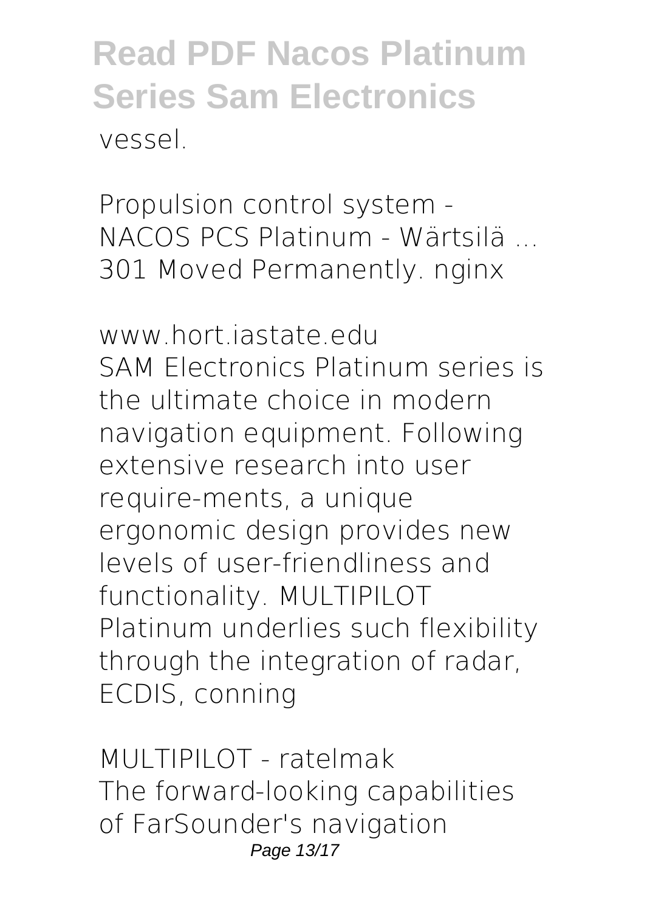vessel.

*Propulsion control system - NACOS PCS Platinum - Wärtsilä ...*
301 Moved Permanently. nginx

*www.hort.iastate.edu*
SAM Electronics Platinum series is the ultimate choice in modern navigation equipment. Following extensive research into user require-ments, a unique ergonomic design provides new levels of user-friendliness and functionality. MULTIPILOT Platinum underlies such flexibility through the integration of radar, ECDIS, conning

*MULTIPILOT - ratelmak*
The forward-looking capabilities of FarSounder's navigation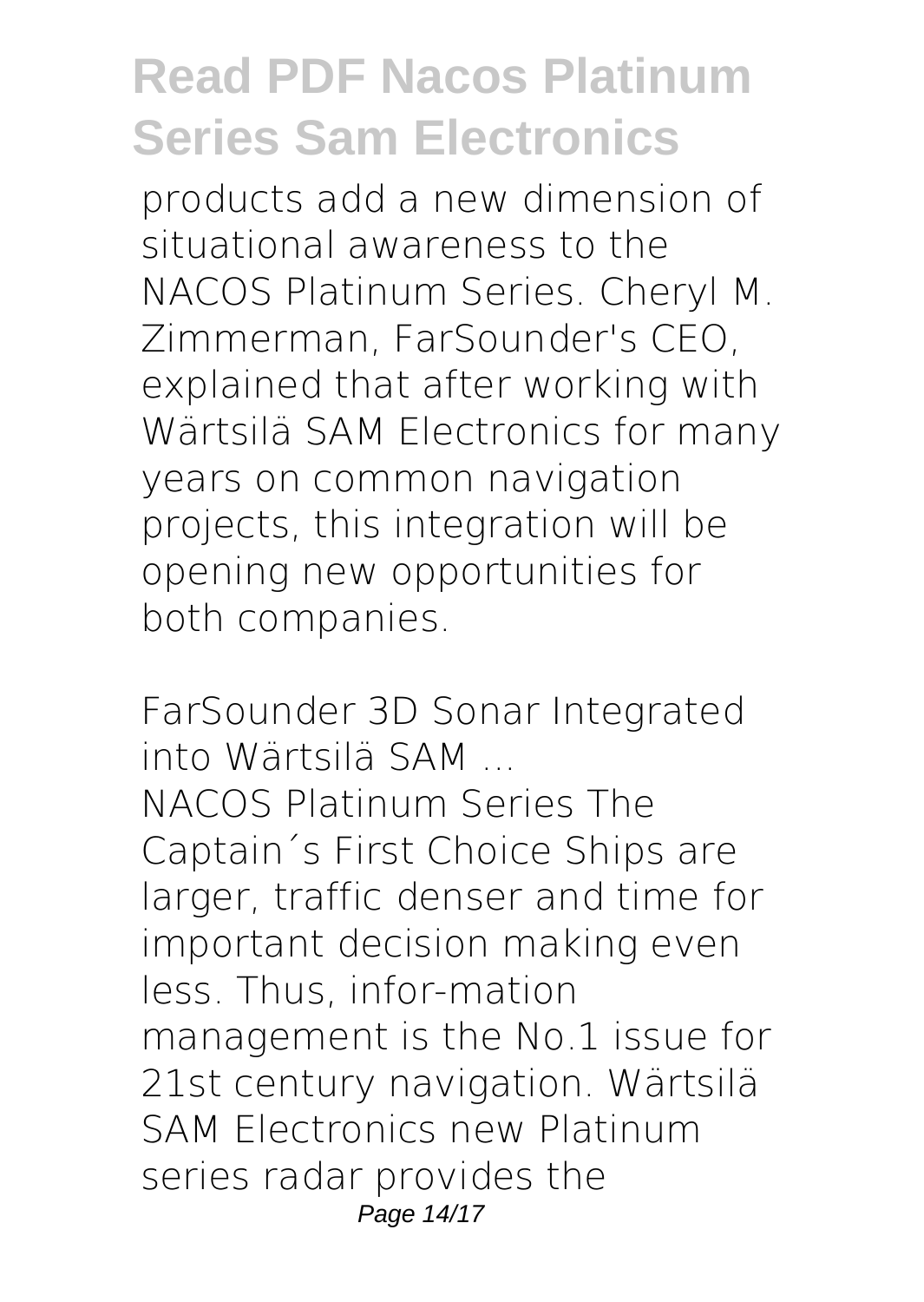products add a new dimension of situational awareness to the NACOS Platinum Series. Cheryl M. Zimmerman, FarSounder's CEO, explained that after working with Wärtsilä SAM Electronics for many years on common navigation projects, this integration will be opening new opportunities for both companies.

*FarSounder 3D Sonar Integrated into Wärtsilä SAM ...*

NACOS Platinum Series The Captain´s First Choice Ships are larger, traffic denser and time for important decision making even less. Thus, infor-mation management is the No.1 issue for 21st century navigation. Wärtsilä SAM Electronics new Platinum series radar provides the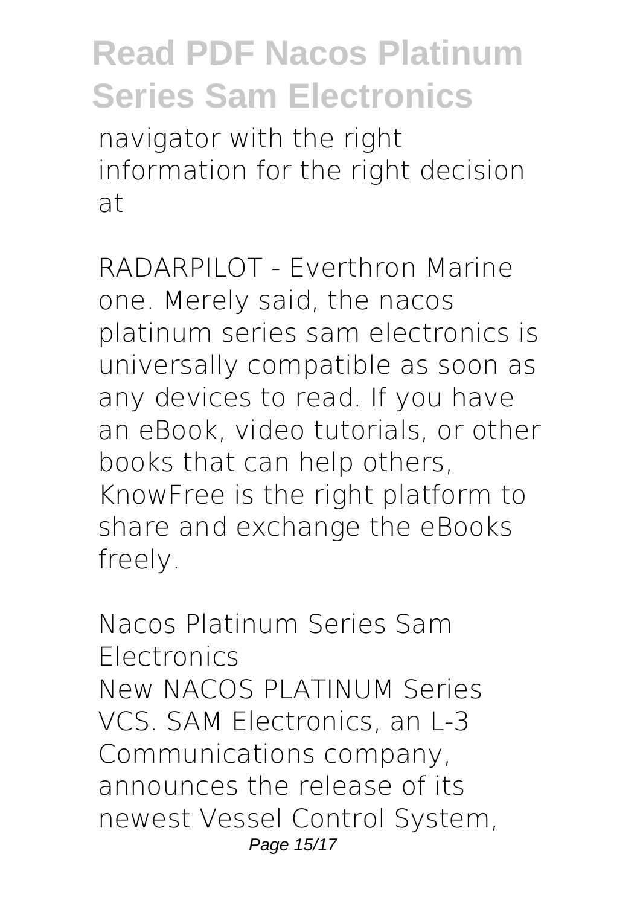navigator with the right information for the right decision at

*RADARPILOT - Everthron Marine*
one. Merely said, the nacos platinum series sam electronics is universally compatible as soon as any devices to read. If you have an eBook, video tutorials, or other books that can help others, KnowFree is the right platform to share and exchange the eBooks freely.

*Nacos Platinum Series Sam Electronics*
New NACOS PLATINUM Series VCS. SAM Electronics, an L-3 Communications company, announces the release of its newest Vessel Control System,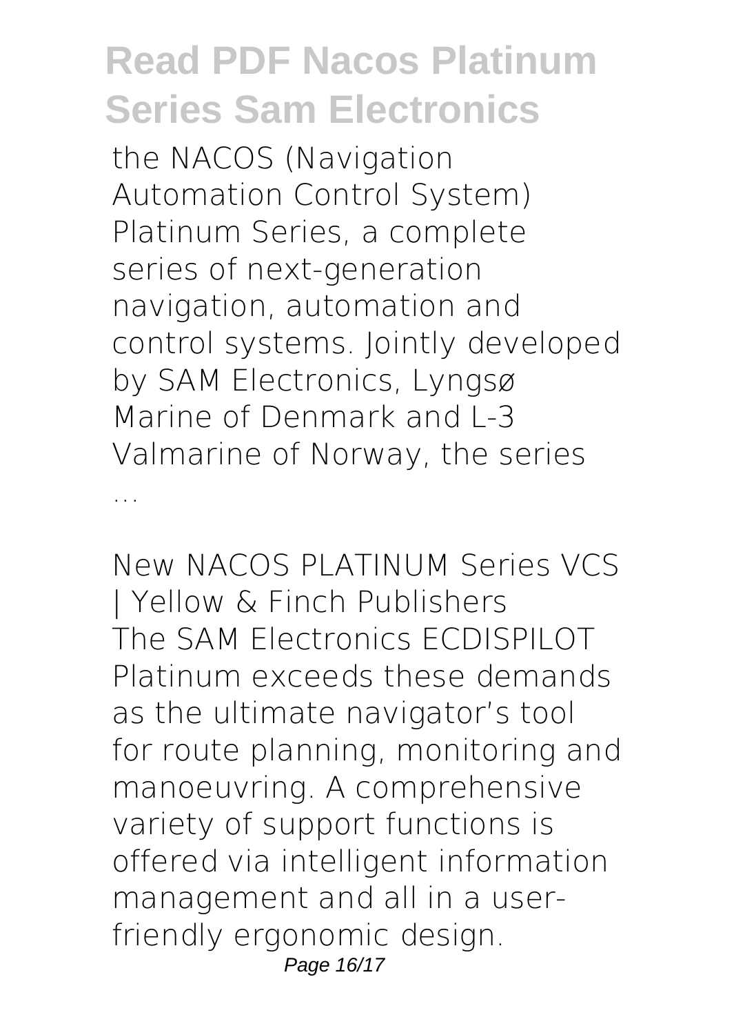the NACOS (Navigation Automation Control System) Platinum Series, a complete series of next-generation navigation, automation and control systems. Jointly developed by SAM Electronics, Lyngsø Marine of Denmark and L-3 Valmarine of Norway, the series ...

*New NACOS PLATINUM Series VCS | Yellow & Finch Publishers*

The SAM Electronics ECDISPILOT Platinum exceeds these demands as the ultimate navigator's tool for route planning, monitoring and manoeuvring. A comprehensive variety of support functions is offered via intelligent information management and all in a user-friendly ergonomic design.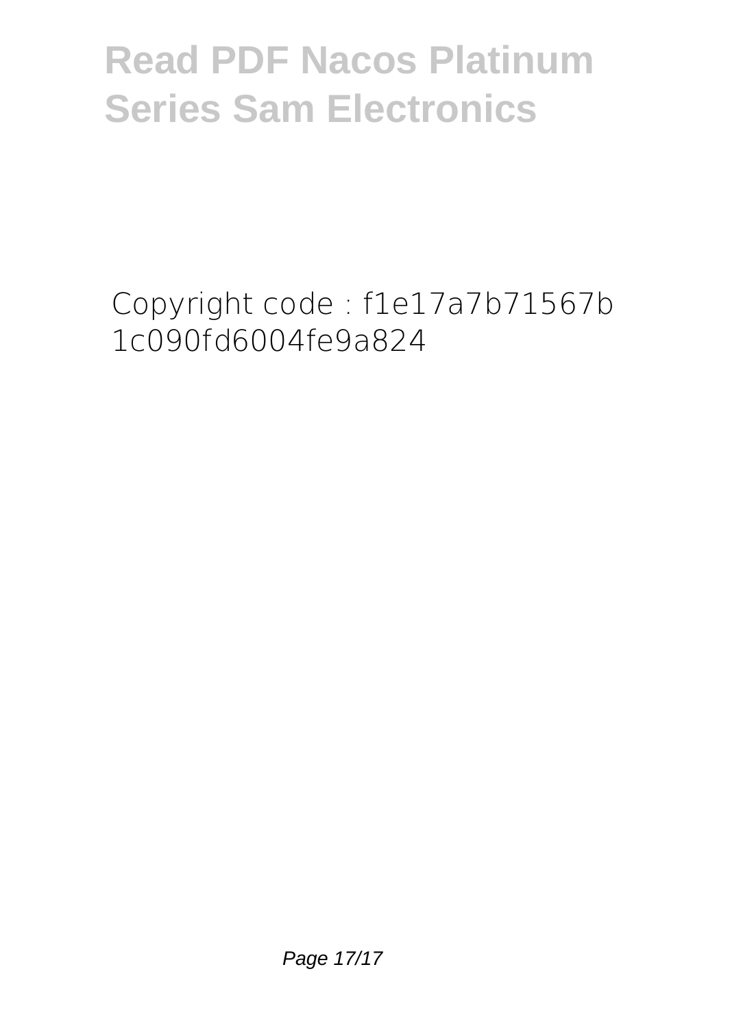Copyright code : f1e17a7b71567b1c090fd6004fe9a824